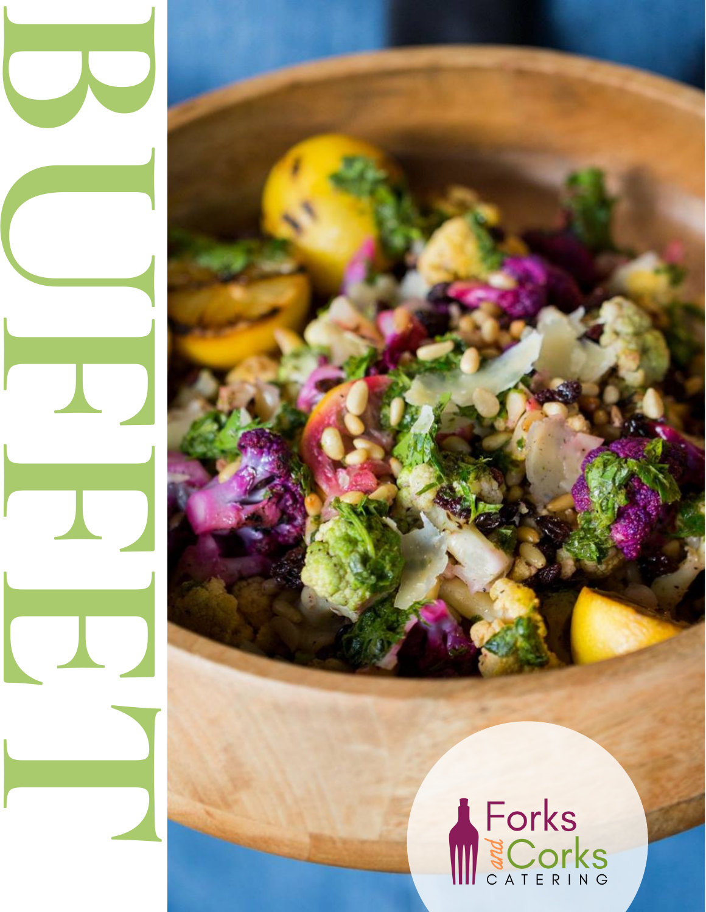# BUFFET

Forks and Corks CATERING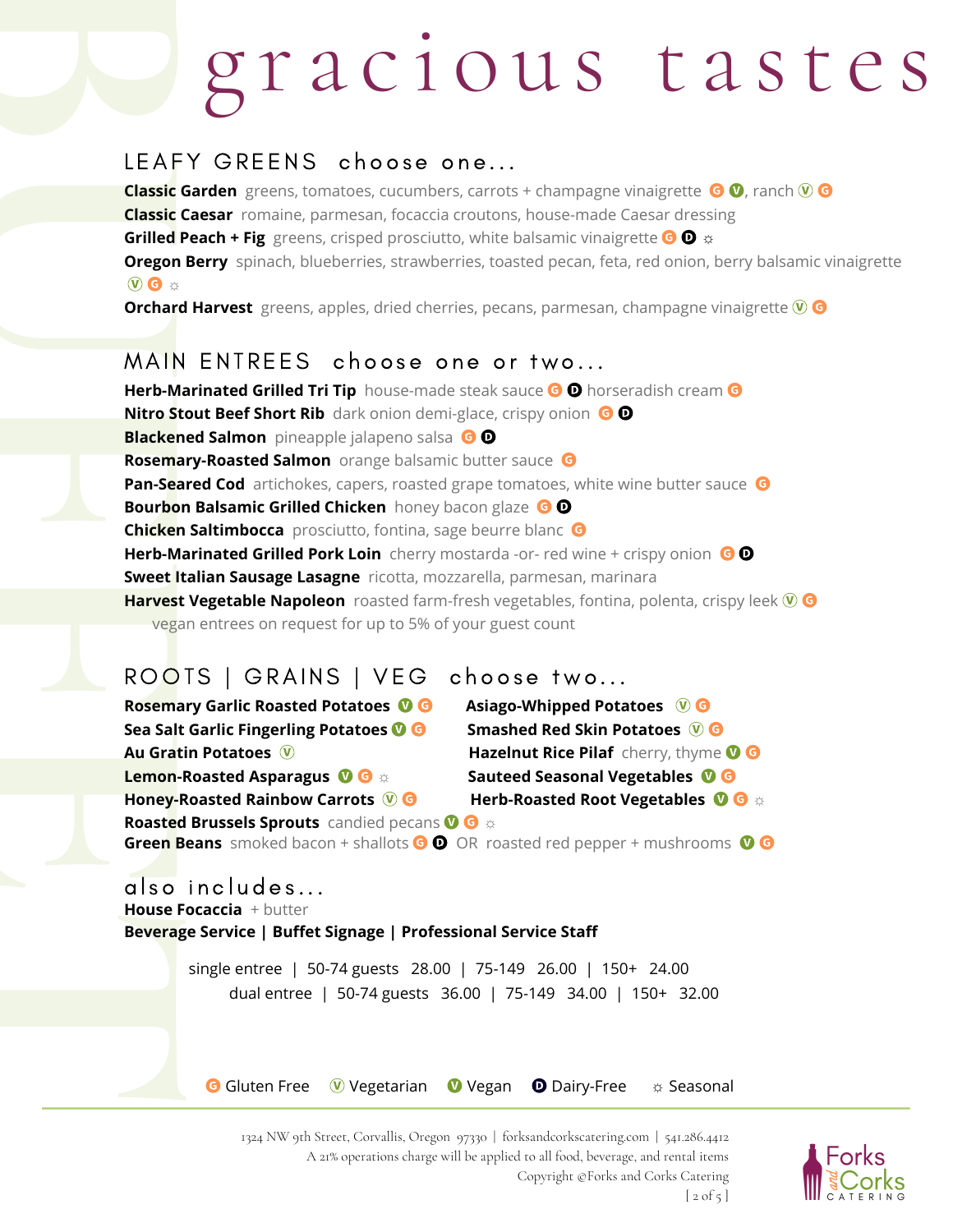# gracious tastes

## LEAFY GREENS choose one...

**Classic Garden** greens, tomatoes, cucumbers, carrots + champagne vinaigrette G V, ranch Ⓥ G
**Classic Caesar** romaine, parmesan, focaccia croutons, house-made Caesar dressing
**Grilled Peach + Fig** greens, crisped prosciutto, white balsamic vinaigrette G D ☼
**Oregon Berry** spinach, blueberries, strawberries, toasted pecan, feta, red onion, berry balsamic vinaigrette Ⓥ G ☼
**Orchard Harvest** greens, apples, dried cherries, pecans, parmesan, champagne vinaigrette Ⓥ G

## MAIN ENTREES choose one or two...

**Herb-Marinated Grilled Tri Tip** house-made steak sauce G D horseradish cream G
**Nitro Stout Beef Short Rib** dark onion demi-glace, crispy onion G D
**Blackened Salmon** pineapple jalapeno salsa G D
**Rosemary-Roasted Salmon** orange balsamic butter sauce G
**Pan-Seared Cod** artichokes, capers, roasted grape tomatoes, white wine butter sauce G
**Bourbon Balsamic Grilled Chicken** honey bacon glaze G D
**Chicken Saltimbocca** prosciutto, fontina, sage beurre blanc G
**Herb-Marinated Grilled Pork Loin** cherry mostarda -or- red wine + crispy onion G D
**Sweet Italian Sausage Lasagne** ricotta, mozzarella, parmesan, marinara
**Harvest Vegetable Napoleon** roasted farm-fresh vegetables, fontina, polenta, crispy leek Ⓥ G
vegan entrees on request for up to 5% of your guest count

## ROOTS | GRAINS | VEG choose two...

**Rosemary Garlic Roasted Potatoes** V G
**Sea Salt Garlic Fingerling Potatoes** V G
**Au Gratin Potatoes** Ⓥ
**Lemon-Roasted Asparagus** V G ☼
**Honey-Roasted Rainbow Carrots** Ⓥ G
**Asiago-Whipped Potatoes** Ⓥ G
**Smashed Red Skin Potatoes** Ⓥ G
**Hazelnut Rice Pilaf** cherry, thyme V G
**Sauteed Seasonal Vegetables** V G
**Herb-Roasted Root Vegetables** V G ☼
**Roasted Brussels Sprouts** candied pecans V G ☼
**Green Beans** smoked bacon + shallots G D OR roasted red pepper + mushrooms V G

## also includes...

**House Focaccia** + butter
**Beverage Service | Buffet Signage | Professional Service Staff**

single entree | 50-74 guests 28.00 | 75-149 26.00 | 150+ 24.00
dual entree | 50-74 guests 36.00 | 75-149 34.00 | 150+ 32.00

G Gluten Free Ⓥ Vegetarian V Vegan D Dairy-Free ☼ Seasonal

1324 NW 9th Street, Corvallis, Oregon 97330 | forksandcorkscatering.com | 541.286.4412
A 21% operations charge will be applied to all food, beverage, and rental items
Copyright @Forks and Corks Catering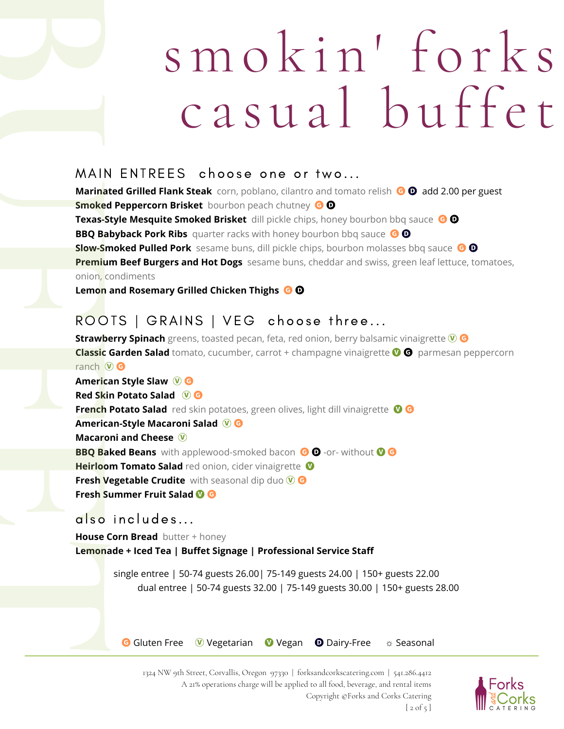# smokin' forks casual buffet

## MAIN ENTREES choose one or two...

**Marinated Grilled Flank Steak** corn, poblano, cilantro and tomato relish G D add 2.00 per guest
**Smoked Peppercorn Brisket** bourbon peach chutney G D
**Texas-Style Mesquite Smoked Brisket** dill pickle chips, honey bourbon bbq sauce G D
**BBQ Babyback Pork Ribs** quarter racks with honey bourbon bbq sauce G D
**Slow-Smoked Pulled Pork** sesame buns, dill pickle chips, bourbon molasses bbq sauce G D
**Premium Beef Burgers and Hot Dogs** sesame buns, cheddar and swiss, green leaf lettuce, tomatoes, onion, condiments
**Lemon and Rosemary Grilled Chicken Thighs** G D

## ROOTS | GRAINS | VEG choose three...

**Strawberry Spinach** greens, toasted pecan, feta, red onion, berry balsamic vinaigrette V G
**Classic Garden Salad** tomato, cucumber, carrot + champagne vinaigrette V G parmesan peppercorn ranch V G
**American Style Slaw** V G
**Red Skin Potato Salad** V G
**French Potato Salad** red skin potatoes, green olives, light dill vinaigrette V G
**American-Style Macaroni Salad** V G
**Macaroni and Cheese** V
**BBQ Baked Beans** with applewood-smoked bacon G D -or- without V G
**Heirloom Tomato Salad** red onion, cider vinaigrette V
**Fresh Vegetable Crudite** with seasonal dip duo V G
**Fresh Summer Fruit Salad** V G

## also includes...

**House Corn Bread** butter + honey
**Lemonade + Iced Tea | Buffet Signage | Professional Service Staff**

single entree | 50-74 guests 26.00| 75-149 guests 24.00 | 150+ guests 22.00
dual entree | 50-74 guests 32.00 | 75-149 guests 30.00 | 150+ guests 28.00

G Gluten Free V Vegetarian V Vegan D Dairy-Free ☼ Seasonal

1324 NW 9th Street, Corvallis, Oregon 97330 | forksandcorkscatering.com | 541.286.4412
A 21% operations charge will be applied to all food, beverage, and rental items
Copyright @Forks and Corks Catering

Forks and Corks CATERING